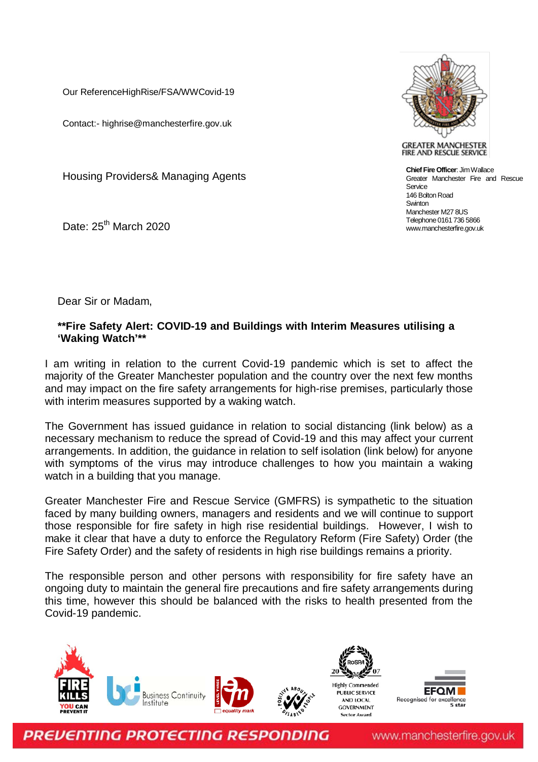Our ReferenceHighRise/FSA/WWCovid-19

Contact:- highrise@manchesterfire.gov.uk

GREATER MANCHESTER FIRE AND RESCUE SERVICE

**Chief Fire Officer**: Jim Wallace
Greater Manchester Fire and Rescue Service
146 Bolton Road
Swinton
Manchester M27 8US
Telephone 0161 736 5866
www.manchesterfire.gov.uk

Housing Providers& Managing Agents

Date: 25th March 2020

Dear Sir or Madam,

**\*\*Fire Safety Alert: COVID-19 and Buildings with Interim Measures utilising a 'Waking Watch'\*\***

I am writing in relation to the current Covid-19 pandemic which is set to affect the majority of the Greater Manchester population and the country over the next few months and may impact on the fire safety arrangements for high-rise premises, particularly those with interim measures supported by a waking watch.

The Government has issued guidance in relation to social distancing (link below) as a necessary mechanism to reduce the spread of Covid-19 and this may affect your current arrangements. In addition, the guidance in relation to self isolation (link below) for anyone with symptoms of the virus may introduce challenges to how you maintain a waking watch in a building that you manage.

Greater Manchester Fire and Rescue Service (GMFRS) is sympathetic to the situation faced by many building owners, managers and residents and we will continue to support those responsible for fire safety in high rise residential buildings. However, I wish to make it clear that have a duty to enforce the Regulatory Reform (Fire Safety) Order (the Fire Safety Order) and the safety of residents in high rise buildings remains a priority.

The responsible person and other persons with responsibility for fire safety have an ongoing duty to maintain the general fire precautions and fire safety arrangements during this time, however this should be balanced with the risks to health presented from the Covid-19 pandemic.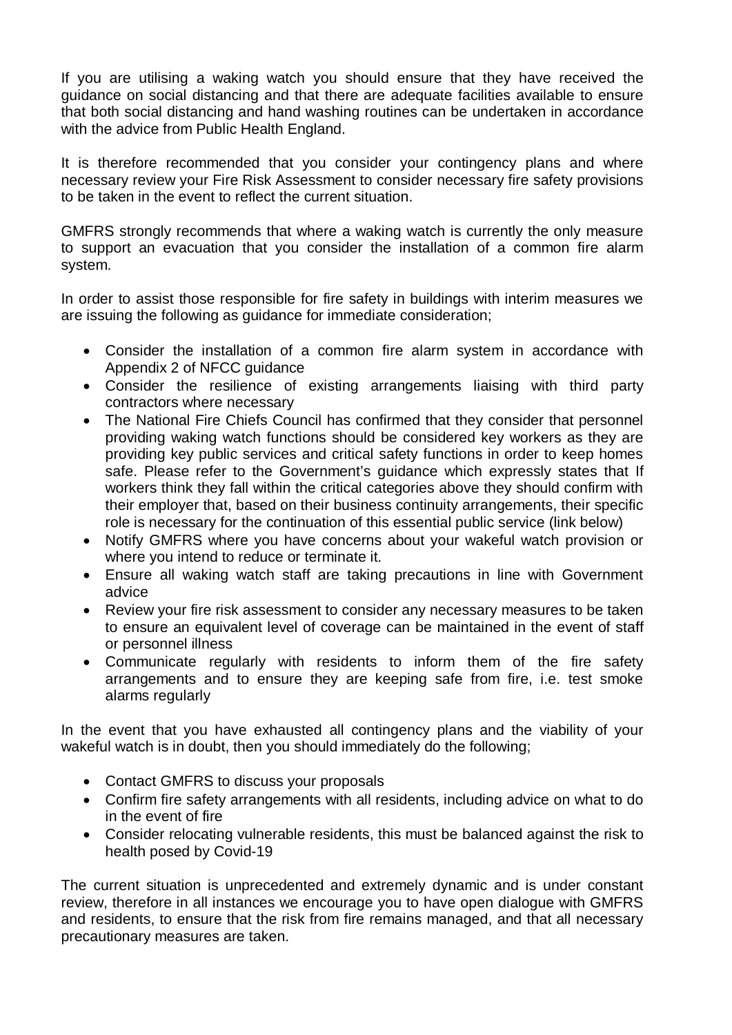If you are utilising a waking watch you should ensure that they have received the guidance on social distancing and that there are adequate facilities available to ensure that both social distancing and hand washing routines can be undertaken in accordance with the advice from Public Health England.

It is therefore recommended that you consider your contingency plans and where necessary review your Fire Risk Assessment to consider necessary fire safety provisions to be taken in the event to reflect the current situation.

GMFRS strongly recommends that where a waking watch is currently the only measure to support an evacuation that you consider the installation of a common fire alarm system.

In order to assist those responsible for fire safety in buildings with interim measures we are issuing the following as guidance for immediate consideration;

- Consider the installation of a common fire alarm system in accordance with Appendix 2 of NFCC guidance
- Consider the resilience of existing arrangements liaising with third party contractors where necessary
- The National Fire Chiefs Council has confirmed that they consider that personnel providing waking watch functions should be considered key workers as they are providing key public services and critical safety functions in order to keep homes safe. Please refer to the Government's guidance which expressly states that If workers think they fall within the critical categories above they should confirm with their employer that, based on their business continuity arrangements, their specific role is necessary for the continuation of this essential public service (link below)
- Notify GMFRS where you have concerns about your wakeful watch provision or where you intend to reduce or terminate it.
- Ensure all waking watch staff are taking precautions in line with Government advice
- Review your fire risk assessment to consider any necessary measures to be taken to ensure an equivalent level of coverage can be maintained in the event of staff or personnel illness
- Communicate regularly with residents to inform them of the fire safety arrangements and to ensure they are keeping safe from fire, i.e. test smoke alarms regularly

In the event that you have exhausted all contingency plans and the viability of your wakeful watch is in doubt, then you should immediately do the following;

- Contact GMFRS to discuss your proposals
- Confirm fire safety arrangements with all residents, including advice on what to do in the event of fire
- Consider relocating vulnerable residents, this must be balanced against the risk to health posed by Covid-19

The current situation is unprecedented and extremely dynamic and is under constant review, therefore in all instances we encourage you to have open dialogue with GMFRS and residents, to ensure that the risk from fire remains managed, and that all necessary precautionary measures are taken.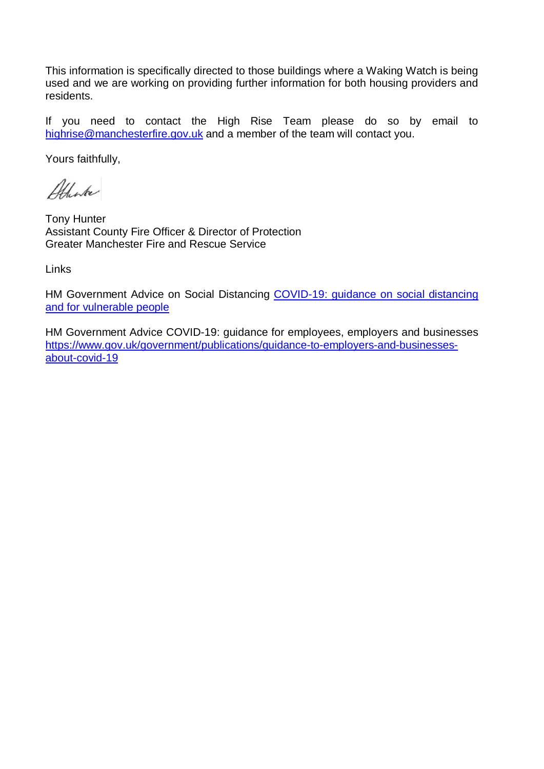This information is specifically directed to those buildings where a Waking Watch is being used and we are working on providing further information for both housing providers and residents.

If you need to contact the High Rise Team please do so by email to [highrise@manchesterfire.gov.uk](mailto:highrise@manchesterfire.gov.uk) and a member of the team will contact you.

Yours faithfully,

Tony Hunter
Assistant County Fire Officer & Director of Protection
Greater Manchester Fire and Rescue Service

Links

HM Government Advice on Social Distancing COVID-19: guidance on social distancing and for vulnerable people

HM Government Advice COVID-19: guidance for employees, employers and businesses https://www.gov.uk/government/publications/guidance-to-employers-and-businesses-about-covid-19